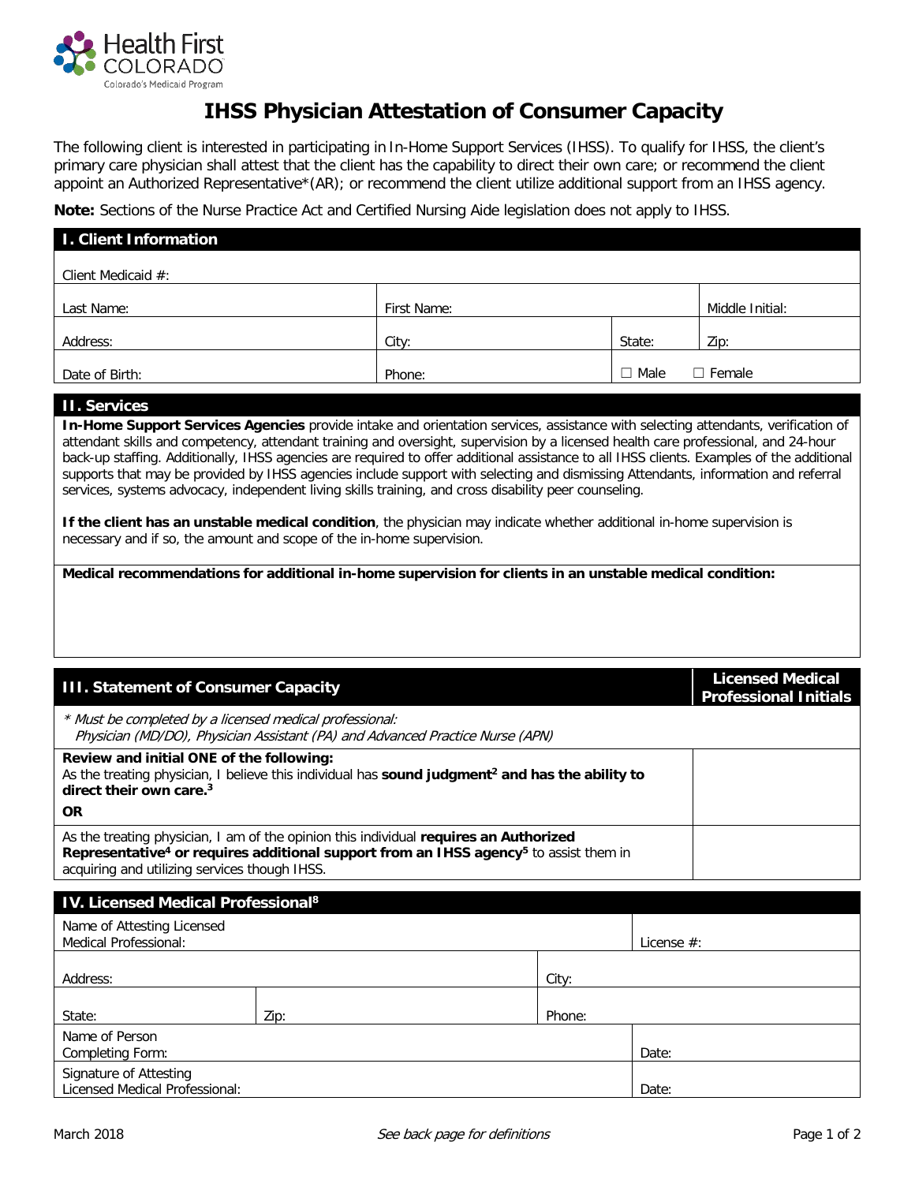Health First COLORADO
Colorado's Medicaid Program

# IHSS Physician Attestation of Consumer Capacity

The following client is interested in participating in In-Home Support Services (IHSS). To qualify for IHSS, the client's primary care physician shall attest that the client has the capability to direct their own care; or recommend the client appoint an Authorized Representative*(AR); or recommend the client utilize additional support from an IHSS agency.

**Note:** Sections of the Nurse Practice Act and Certified Nursing Aide legislation does not apply to IHSS.

## I. Client Information

| Client Medicaid #: | | | |
|---|---|---|---|
| Last Name: | First Name: | | Middle Initial: |
| Address: | City: | State: | Zip: |
| Date of Birth: | Phone: | ☐ Male | ☐ Female |

## II. Services

**In-Home Support Services Agencies** provide intake and orientation services, assistance with selecting attendants, verification of attendant skills and competency, attendant training and oversight, supervision by a licensed health care professional, and 24-hour back-up staffing. Additionally, IHSS agencies are required to offer additional assistance to all IHSS clients. Examples of the additional supports that may be provided by IHSS agencies include support with selecting and dismissing Attendants, information and referral services, systems advocacy, independent living skills training, and cross disability peer counseling.

**If the client has an unstable medical condition**, the physician may indicate whether additional in-home supervision is necessary and if so, the amount and scope of the in-home supervision.

**Medical recommendations for additional in-home supervision for clients in an unstable medical condition:**

## III. Statement of Consumer Capacity

| III. Statement of Consumer Capacity | Licensed Medical Professional Initials |
|---|---|
| *\* Must be completed by a licensed medical professional: Physician (MD/DO), Physician Assistant (PA) and Advanced Practice Nurse (APN)* | |
| **Review and initial ONE of the following:** As the treating physician, I believe this individual has **sound judgment[2] and has the ability to direct their own care.[3]** **OR** | |
| As the treating physician, I am of the opinion this individual **requires an Authorized Representative[4] or requires additional support from an IHSS agency[5]** to assist them in acquiring and utilizing services though IHSS. | |

## IV. Licensed Medical Professional[8]

| Name of Attesting Licensed Medical Professional: | | | License #: |
|---|---|---|---|
| Address: | | City: | |
| State: | Zip: | Phone: | |
| Name of Person Completing Form: | | | Date: |
| Signature of Attesting Licensed Medical Professional: | | | Date: |

March 2018 — *See back page for definitions*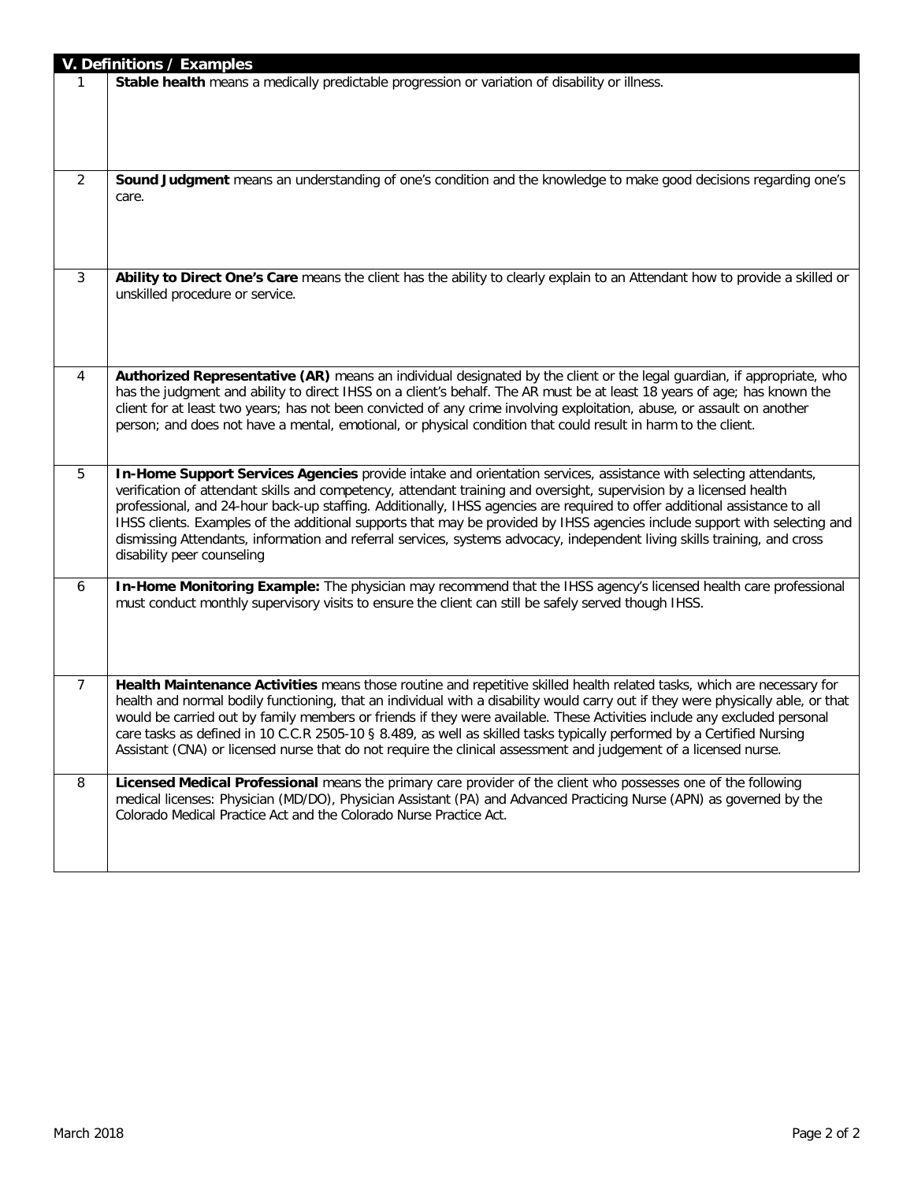| V. Definitions / Examples | |
|---|---|
| 1 | **Stable health** means a medically predictable progression or variation of disability or illness. |
| 2 | **Sound Judgment** means an understanding of one's condition and the knowledge to make good decisions regarding one's care. |
| 3 | **Ability to Direct One's Care** means the client has the ability to clearly explain to an Attendant how to provide a skilled or unskilled procedure or service. |
| 4 | **Authorized Representative (AR)** means an individual designated by the client or the legal guardian, if appropriate, who has the judgment and ability to direct IHSS on a client's behalf. The AR must be at least 18 years of age; has known the client for at least two years; has not been convicted of any crime involving exploitation, abuse, or assault on another person; and does not have a mental, emotional, or physical condition that could result in harm to the client. |
| 5 | **In-Home Support Services Agencies** provide intake and orientation services, assistance with selecting attendants, verification of attendant skills and competency, attendant training and oversight, supervision by a licensed health professional, and 24-hour back-up staffing. Additionally, IHSS agencies are required to offer additional assistance to all IHSS clients. Examples of the additional supports that may be provided by IHSS agencies include support with selecting and dismissing Attendants, information and referral services, systems advocacy, independent living skills training, and cross disability peer counseling |
| 6 | **In-Home Monitoring Example:** The physician may recommend that the IHSS agency's licensed health care professional must conduct monthly supervisory visits to ensure the client can still be safely served though IHSS. |
| 7 | **Health Maintenance Activities** means those routine and repetitive skilled health related tasks, which are necessary for health and normal bodily functioning, that an individual with a disability would carry out if they were physically able, or that would be carried out by family members or friends if they were available. These Activities include any excluded personal care tasks as defined in 10 C.C.R 2505-10 § 8.489, as well as skilled tasks typically performed by a Certified Nursing Assistant (CNA) or licensed nurse that do not require the clinical assessment and judgement of a licensed nurse. |
| 8 | **Licensed Medical Professional** means the primary care provider of the client who possesses one of the following medical licenses: Physician (MD/DO), Physician Assistant (PA) and Advanced Practicing Nurse (APN) as governed by the Colorado Medical Practice Act and the Colorado Nurse Practice Act. |

March 2018